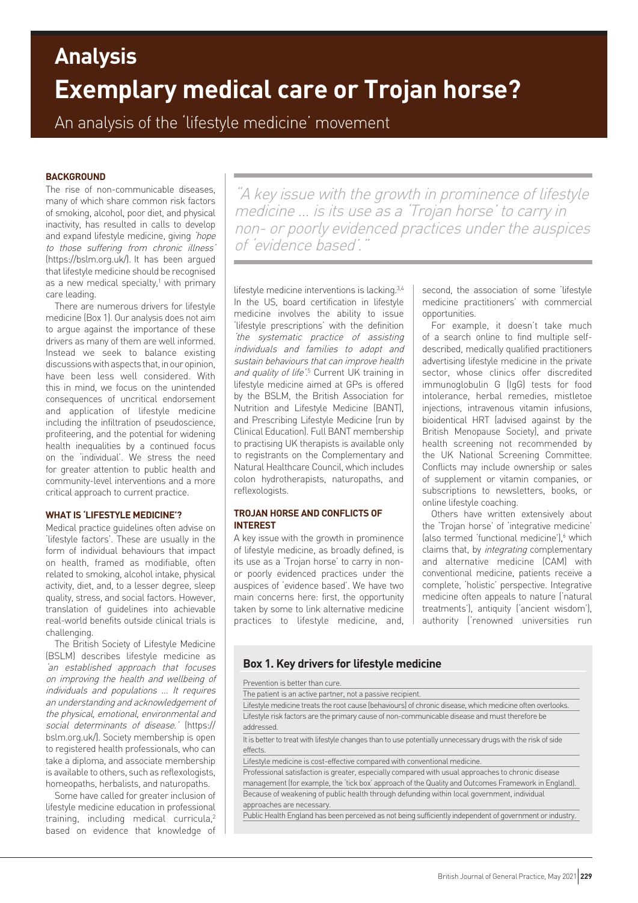# Analysis

# Exemplary medical care or Trojan horse?

## An analysis of the 'lifestyle medicine' movement

### BACKGROUND

The rise of non-communicable diseases, many of which share common risk factors of smoking, alcohol, poor diet, and physical inactivity, has resulted in calls to develop and expand lifestyle medicine, giving *'hope to those suffering from chronic illness'* (https://bslm.org.uk/). It has been argued that lifestyle medicine should be recognised as a new medical specialty,[1] with primary care leading.

There are numerous drivers for lifestyle medicine (Box 1). Our analysis does not aim to argue against the importance of these drivers as many of them are well informed. Instead we seek to balance existing discussions with aspects that, in our opinion, have been less well considered. With this in mind, we focus on the unintended consequences of uncritical endorsement and application of lifestyle medicine including the infiltration of pseudoscience, profiteering, and the potential for widening health inequalities by a continued focus on the 'individual'. We stress the need for greater attention to public health and community-level interventions and a more critical approach to current practice.

### WHAT IS 'LIFESTYLE MEDICINE'?

Medical practice guidelines often advise on 'lifestyle factors'. These are usually in the form of individual behaviours that impact on health, framed as modifiable, often related to smoking, alcohol intake, physical activity, diet, and, to a lesser degree, sleep quality, stress, and social factors. However, translation of guidelines into achievable real-world benefits outside clinical trials is challenging.

The British Society of Lifestyle Medicine (BSLM) describes lifestyle medicine as *'an established approach that focuses on improving the health and wellbeing of individuals and populations ... It requires an understanding and acknowledgement of the physical, emotional, environmental and social determinants of disease.'* (https://bslm.org.uk/). Society membership is open to registered health professionals, who can take a diploma, and associate membership is available to others, such as reflexologists, homeopaths, herbalists, and naturopaths.

Some have called for greater inclusion of lifestyle medicine education in professional training, including medical curricula,[2] based on evidence that knowledge of lifestyle medicine interventions is lacking.[3,4] In the US, board certification in lifestyle medicine involves the ability to issue 'lifestyle prescriptions' with the definition *'the systematic practice of assisting individuals and families to adopt and sustain behaviours that can improve health and quality of life'*.[5] Current UK training in lifestyle medicine aimed at GPs is offered by the BSLM, the British Association for Nutrition and Lifestyle Medicine (BANT), and Prescribing Lifestyle Medicine (run by Clinical Education). Full BANT membership to practising UK therapists is available only to registrants on the Complementary and Natural Healthcare Council, which includes colon hydrotherapists, naturopaths, and reflexologists.

> "A key issue with the growth in prominence of lifestyle medicine ... is its use as a 'Trojan horse' to carry in non- or poorly evidenced practices under the auspices of 'evidence based'."

### TROJAN HORSE AND CONFLICTS OF INTEREST

A key issue with the growth in prominence of lifestyle medicine, as broadly defined, is its use as a 'Trojan horse' to carry in non- or poorly evidenced practices under the auspices of 'evidence based'. We have two main concerns here: first, the opportunity taken by some to link alternative medicine practices to lifestyle medicine, and, second, the association of some 'lifestyle medicine practitioners' with commercial opportunities.

For example, it doesn't take much of a search online to find multiple self-described, medically qualified practitioners advertising lifestyle medicine in the private sector, whose clinics offer discredited immunoglobulin G (IgG) tests for food intolerance, herbal remedies, mistletoe injections, intravenous vitamin infusions, bioidentical HRT (advised against by the British Menopause Society), and private health screening not recommended by the UK National Screening Committee. Conflicts may include ownership or sales of supplement or vitamin companies, or subscriptions to newsletters, books, or online lifestyle coaching.

Others have written extensively about the 'Trojan horse' of 'integrative medicine' (also termed 'functional medicine'),[6] which claims that, by *integrating* complementary and alternative medicine (CAM) with conventional medicine, patients receive a complete, 'holistic' perspective. Integrative medicine often appeals to nature ('natural treatments'), antiquity ('ancient wisdom'), authority ('renowned universities run

### Box 1. Key drivers for lifestyle medicine

- Prevention is better than cure.
- The patient is an active partner, not a passive recipient.
- Lifestyle medicine treats the root cause (behaviours) of chronic disease, which medicine often overlooks.
- Lifestyle risk factors are the primary cause of non-communicable disease and must therefore be addressed.
- It is better to treat with lifestyle changes than to use potentially unnecessary drugs with the risk of side effects.
- Lifestyle medicine is cost-effective compared with conventional medicine.
- Professional satisfaction is greater, especially compared with usual approaches to chronic disease management (for example, the 'tick box' approach of the Quality and Outcomes Framework in England).
- Because of weakening of public health through defunding within local government, individual approaches are necessary.
- Public Health England has been perceived as not being sufficiently independent of government or industry.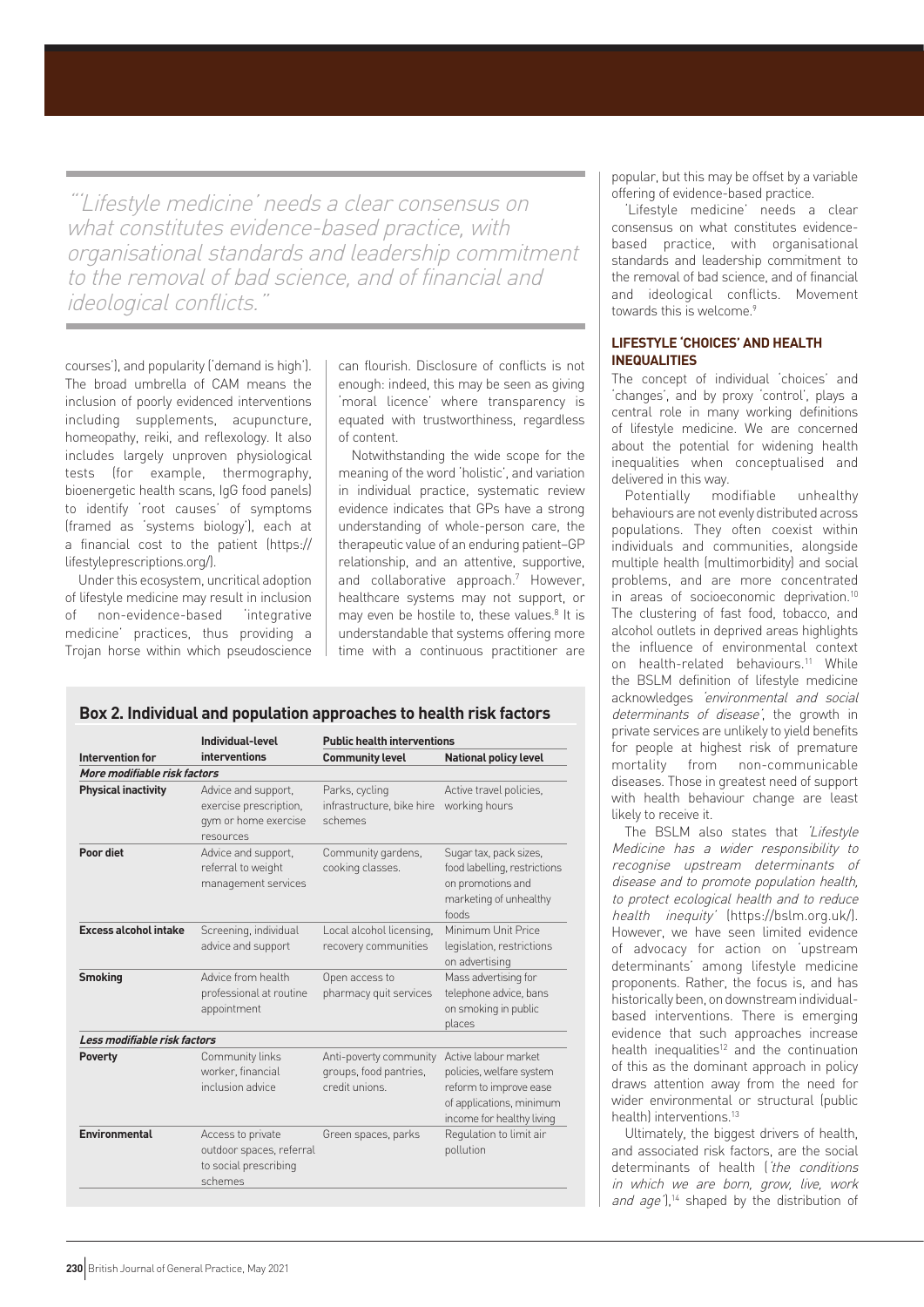> "'Lifestyle medicine' needs a clear consensus on what constitutes evidence-based practice, with organisational standards and leadership commitment to the removal of bad science, and of financial and ideological conflicts."

courses'), and popularity ('demand is high'). The broad umbrella of CAM means the inclusion of poorly evidenced interventions including supplements, acupuncture, homeopathy, reiki, and reflexology. It also includes largely unproven physiological tests (for example, thermography, bioenergetic health scans, IgG food panels) to identify 'root causes' of symptoms (framed as 'systems biology'), each at a financial cost to the patient (https://lifestyleprescriptions.org/).

Under this ecosystem, uncritical adoption of lifestyle medicine may result in inclusion of non-evidence-based 'integrative medicine' practices, thus providing a Trojan horse within which pseudoscience can flourish. Disclosure of conflicts is not enough: indeed, this may be seen as giving 'moral licence' where transparency is equated with trustworthiness, regardless of content.

Notwithstanding the wide scope for the meaning of the word 'holistic', and variation in individual practice, systematic review evidence indicates that GPs have a strong understanding of whole-person care, the therapeutic value of an enduring patient–GP relationship, and an attentive, supportive, and collaborative approach.[7] However, healthcare systems may not support, or may even be hostile to, these values.[8] It is understandable that systems offering more time with a continuous practitioner are popular, but this may be offset by a variable offering of evidence-based practice.

'Lifestyle medicine' needs a clear consensus on what constitutes evidence-based practice, with organisational standards and leadership commitment to the removal of bad science, and of financial and ideological conflicts. Movement towards this is welcome.[9]

## LIFESTYLE 'CHOICES' AND HEALTH INEQUALITIES

The concept of individual 'choices' and 'changes', and by proxy 'control', plays a central role in many working definitions of lifestyle medicine. We are concerned about the potential for widening health inequalities when conceptualised and delivered in this way.

Potentially modifiable unhealthy behaviours are not evenly distributed across populations. They often coexist within individuals and communities, alongside multiple health (multimorbidity) and social problems, and are more concentrated in areas of socioeconomic deprivation.[10] The clustering of fast food, tobacco, and alcohol outlets in deprived areas highlights the influence of environmental context on health-related behaviours.[11] While the BSLM definition of lifestyle medicine acknowledges *'environmental and social determinants of disease'*, the growth in private services are unlikely to yield benefits for people at highest risk of premature mortality from non-communicable diseases. Those in greatest need of support with health behaviour change are least likely to receive it.

The BSLM also states that *'Lifestyle Medicine has a wider responsibility to recognise upstream determinants of disease and to promote population health, to protect ecological health and to reduce health inequity'* (https://bslm.org.uk/). However, we have seen limited evidence of advocacy for action on 'upstream determinants' among lifestyle medicine proponents. Rather, the focus is, and has historically been, on downstream individual-based interventions. There is emerging evidence that such approaches increase health inequalities[12] and the continuation of this as the dominant approach in policy draws attention away from the need for wider environmental or structural (public health) interventions.[13]

Ultimately, the biggest drivers of health, and associated risk factors, are the social determinants of health (*'the conditions in which we are born, grow, live, work and age'*),[14] shaped by the distribution of

**Box 2. Individual and population approaches to health risk factors**

| Intervention for | Individual-level interventions | Public health interventions | |
|---|---|---|---|
| | | Community level | National policy level |
| ***More modifiable risk factors*** | | | |
| **Physical inactivity** | Advice and support, exercise prescription, gym or home exercise resources | Parks, cycling infrastructure, bike hire schemes | Active travel policies, working hours |
| **Poor diet** | Advice and support, referral to weight management services | Community gardens, cooking classes. | Sugar tax, pack sizes, food labelling, restrictions on promotions and marketing of unhealthy foods |
| **Excess alcohol intake** | Screening, individual advice and support | Local alcohol licensing, recovery communities | Minimum Unit Price legislation, restrictions on advertising |
| **Smoking** | Advice from health professional at routine appointment | Open access to pharmacy quit services | Mass advertising for telephone advice, bans on smoking in public places |
| ***Less modifiable risk factors*** | | | |
| **Poverty** | Community links worker, financial inclusion advice | Anti-poverty community groups, food pantries, credit unions. | Active labour market policies, welfare system reform to improve ease of applications, minimum income for healthy living |
| **Environmental** | Access to private outdoor spaces, referral to social prescribing schemes | Green spaces, parks | Regulation to limit air pollution |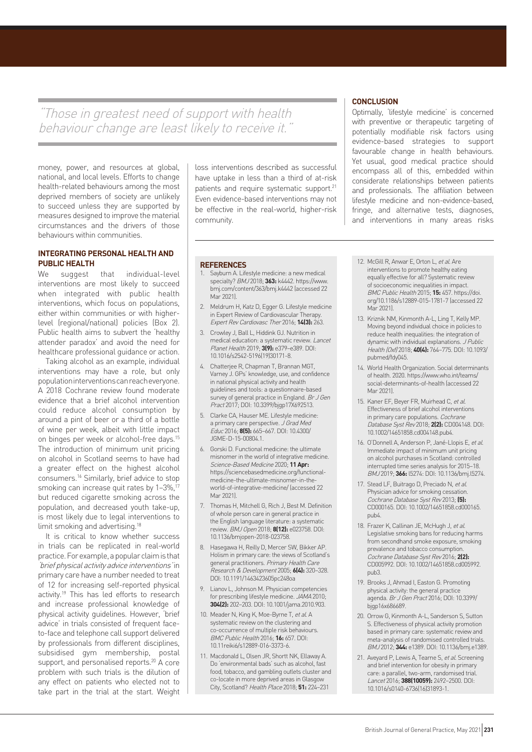> "Those in greatest need of support with health behaviour change are least likely to receive it."

money, power, and resources at global, national, and local levels. Efforts to change health-related behaviours among the most deprived members of society are unlikely to succeed unless they are supported by measures designed to improve the material circumstances and the drivers of those behaviours within communities.

## INTEGRATING PERSONAL HEALTH AND PUBLIC HEALTH

We suggest that individual-level interventions are most likely to succeed when integrated with public health interventions, which focus on populations, either within communities or with higher-level (regional/national) policies (Box 2). Public health aims to subvert the 'healthy attender paradox' and avoid the need for healthcare professional guidance or action.

Taking alcohol as an example, individual interventions may have a role, but only population interventions can reach everyone. A 2018 Cochrane review found moderate evidence that a brief alcohol intervention could reduce alcohol consumption by around a pint of beer or a third of a bottle of wine per week, albeit with little impact on binges per week or alcohol-free days.[15] The introduction of minimum unit pricing on alcohol in Scotland seems to have had a greater effect on the highest alcohol consumers.[16] Similarly, brief advice to stop smoking can increase quit rates by 1–3%,[17] but reduced cigarette smoking across the population, and decreased youth take-up, is most likely due to legal interventions to limit smoking and advertising.[18]

It is critical to know whether success in trials can be replicated in real-world practice. For example, a popular claim is that *'brief physical activity advice interventions'* in primary care have a number needed to treat of 12 for increasing self-reported physical activity.[19] This has led efforts to research and increase professional knowledge of physical activity guidelines. However, 'brief advice' in trials consisted of frequent face-to-face and telephone call support delivered by professionals from different disciplines, subsidised gym membership, postal support, and personalised reports.[20] A core problem with such trials is the dilution of any effect on patients who elected not to take part in the trial at the start. Weight loss interventions described as successful have uptake in less than a third of at-risk patients and require systematic support.[21] Even evidence-based interventions may not be effective in the real-world, higher-risk community.

## CONCLUSION

Optimally, 'lifestyle medicine' is concerned with preventive or therapeutic targeting of potentially modifiable risk factors using evidence-based strategies to support favourable change in health behaviours. Yet usual, good medical practice should encompass all of this, embedded within considerate relationships between patients and professionals. The affiliation between lifestyle medicine and non-evidence-based, fringe, and alternative tests, diagnoses, and interventions in many areas risks

## REFERENCES

1. Sayburn A. Lifestyle medicine: a new medical specialty? *BMJ* 2018; **363:** k4442. https://www.bmj.com/content/363/bmj.k4442 (accessed 22 Mar 2021).
2. Meldrum H, Katz D, Egger G. Lifestyle medicine in Expert Review of Cardiovascular Therapy. *Expert Rev Cardiovasc Ther* 2016; **14(3):** 263.
3. Crowley J, Ball L, Hiddink GJ. Nutrition in medical education: a systematic review. *Lancet Planet Health* 2019; **3(9):** e379–e389. DOI: 10.1016/s2542-5196(19)30171-8.
4. Chatterjee R, Chapman T, Brannan MGT, Varney J. GPs' knowledge, use, and confidence in national physical activity and health guidelines and tools: a questionnaire-based survey of general practice in England. *Br J Gen Pract* 2017; DOI: 10.3399/bjgp17X692513.
5. Clarke CA, Hauser ME. Lifestyle medicine: a primary care perspective. *J Grad Med Educ* 2016; **8(5):** 665–667. DOI: 10.4300/JGME-D-15-00804.1.
6. Gorski D. Functional medicine: the ultimate misnomer in the world of integrative medicine. *Science-Based Medicine* 2020; **11 Apr:** https://sciencebasedmedicine.org/functional-medicine-the-ultimate-misnomer-in-the-world-of-integrative-medicine/ (accessed 22 Mar 2021).
7. Thomas H, Mitchell G, Rich J, Best M. Definition of whole person care in general practice in the English language literature: a systematic review. *BMJ Open* 2018; **8(12):** e023758. DOI: 10.1136/bmjopen-2018-023758.
8. Hasegawa H, Reilly D, Mercer SW, Bikker AP. Holism in primary care: the views of Scotland's general practitioners. *Primary Health Care Research & Development* 2005; **6(4):** 320–328. DOI: 10.1191/1463423605pc248oa
9. Lianov L, Johnson M. Physician competencies for prescribing lifestyle medicine. *JAMA* 2010; **304(2):** 202–203. DOI: 10.1001/jama.2010.903.
10. Meader N, King K, Moe-Byrne T, *et al.* A systematic review on the clustering and co-occurrence of multiple risk behaviours. *BMC Public Health* 2016; **16:** 657. DOI: 10.11reiki6/s12889-016-3373-6.
11. Macdonald L, Olsen JR, Shortt NK, Ellaway A. Do 'environmental bads' such as alcohol, fast food, tobacco, and gambling outlets cluster and co-locate in more deprived areas in Glasgow City, Scotland? *Health Place* 2018; **51:** 224–231
12. McGill R, Anwar E, Orton L, *et al.* Are interventions to promote healthy eating equally effective for all? Systematic review of socioeconomic inequalities in impact. *BMC Public Health* 2015; **15:** 457. https://doi.org/10.1186/s12889-015-1781-7 (accessed 22 Mar 2021).
13. Kriznik NM, Kinmonth A-L, Ling T, Kelly MP. Moving beyond individual choice in policies to reduce health inequalities: the integration of dynamic with individual explanations. *J Public Health (Oxf)* 2018; **40(4):** 764–775. DOI: 10.1093/pubmed/fdy045.
14. World Health Organization. Social determinants of health. 2020. https://www.who.int/teams/social-determinants-of-health (accessed 22 Mar 2021).
15. Kaner EF, Beyer FR, Muirhead C, *et al.* Effectiveness of brief alcohol interventions in primary care populations. *Cochrane Database Syst Rev* 2018; **2(2):** CD004148. DOI: 10.1002/14651858.cd004148.pub4.
16. O'Donnell A, Anderson P, Jané-Llopis E, *et al.* Immediate impact of minimum unit pricing on alcohol purchases in Scotland: controlled interrupted time series analysis for 2015–18. *BMJ* 2019; **366:** l5274: DOI: 10.1136/bmj.l5274.
17. Stead LF, Buitrago D, Preciado N, *et al.* Physician advice for smoking cessation. *Cochrane Database Syst Rev* 2013; **(5):** CD000165. DOI: 10.1002/14651858.cd000165.pub4.
18. Frazer K, Callinan JE, McHugh J, *et al.* Legislative smoking bans for reducing harms from secondhand smoke exposure, smoking prevalence and tobacco consumption. *Cochrane Database Syst Rev* 2016; **2(2):** CD005992. DOI: 10.1002/14651858.cd005992.pub3.
19. Brooks J, Ahmad I, Easton G. Promoting physical activity: the general practice agenda. *Br J Gen Pract* 2016; DOI: 10.3399/bjgp16x686689.
20. Orrow G, Kinmonth A-L, Sanderson S, Sutton S. Effectiveness of physical activity promotion based in primary care: systematic review and meta-analysis of randomised controlled trials. *BMJ* 2012; **344:** e1389. DOI: 10.1136/bmj.e1389.
21. Aveyard P, Lewis A, Tearne S, *et al.* Screening and brief intervention for obesity in primary care: a parallel, two-arm, randomised trial. *Lancet* 2016; **388(10059):** 2492–2500. DOI: 10.1016/s0140-6736(16)31893-1.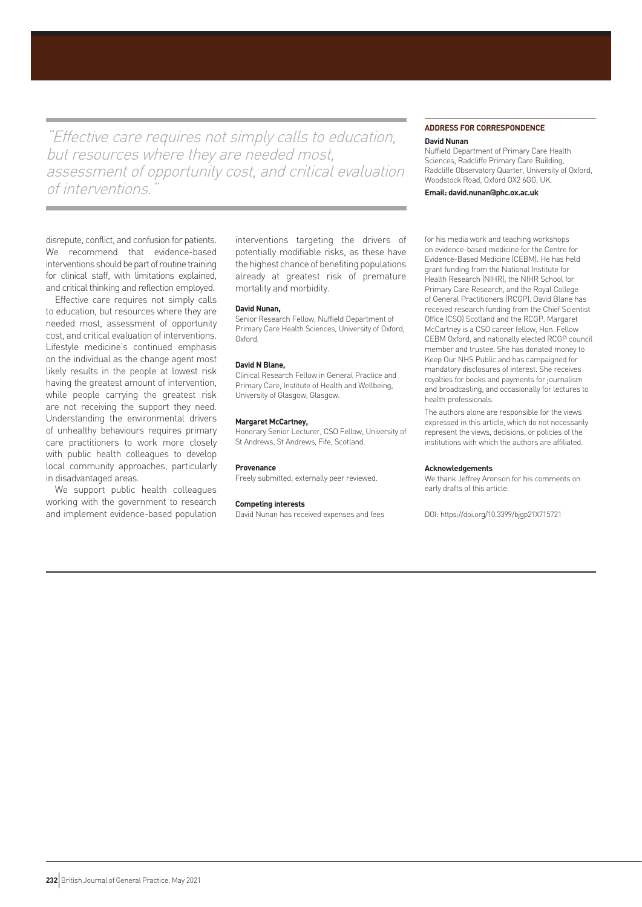"Effective care requires not simply calls to education, but resources where they are needed most, assessment of opportunity cost, and critical evaluation of interventions."

disrepute, conflict, and confusion for patients. We recommend that evidence-based interventions should be part of routine training for clinical staff, with limitations explained, and critical thinking and reflection employed.

Effective care requires not simply calls to education, but resources where they are needed most, assessment of opportunity cost, and critical evaluation of interventions. Lifestyle medicine's continued emphasis on the individual as the change agent most likely results in the people at lowest risk having the greatest amount of intervention, while people carrying the greatest risk are not receiving the support they need. Understanding the environmental drivers of unhealthy behaviours requires primary care practitioners to work more closely with public health colleagues to develop local community approaches, particularly in disadvantaged areas.

We support public health colleagues working with the government to research and implement evidence-based population interventions targeting the drivers of potentially modifiable risks, as these have the highest chance of benefiting populations already at greatest risk of premature mortality and morbidity.

**David Nunan,**
Senior Research Fellow, Nuffield Department of Primary Care Health Sciences, University of Oxford, Oxford.

**David N Blane,**
Clinical Research Fellow in General Practice and Primary Care, Institute of Health and Wellbeing, University of Glasgow, Glasgow.

**Margaret McCartney,**
Honorary Senior Lecturer, CSO Fellow, University of St Andrews, St Andrews, Fife, Scotland.

**Provenance**

Freely submitted; externally peer reviewed.

**Competing interests**

David Nunan has received expenses and fees for his media work and teaching workshops on evidence-based medicine for the Centre for Evidence-Based Medicine (CEBM). He has held grant funding from the National Institute for Health Research (NIHR), the NIHR School for Primary Care Research, and the Royal College of General Practitioners (RCGP). David Blane has received research funding from the Chief Scientist Office (CSO) Scotland and the RCGP. Margaret McCartney is a CSO career fellow, Hon. Fellow CEBM Oxford, and nationally elected RCGP council member and trustee. She has donated money to Keep Our NHS Public and has campaigned for mandatory disclosures of interest. She receives royalties for books and payments for journalism and broadcasting, and occasionally for lectures to health professionals.

The authors alone are responsible for the views expressed in this article, which do not necessarily represent the views, decisions, or policies of the institutions with which the authors are affiliated.

**Acknowledgements**

We thank Jeffrey Aronson for his comments on early drafts of this article.

DOI: https://doi.org/10.3399/bjgp21X715721

**ADDRESS FOR CORRESPONDENCE**

**David Nunan**

Nuffield Department of Primary Care Health Sciences, Radcliffe Primary Care Building, Radcliffe Observatory Quarter, University of Oxford, Woodstock Road, Oxford OX2 6GG, UK.

**Email: david.nunan@phc.ox.ac.uk**